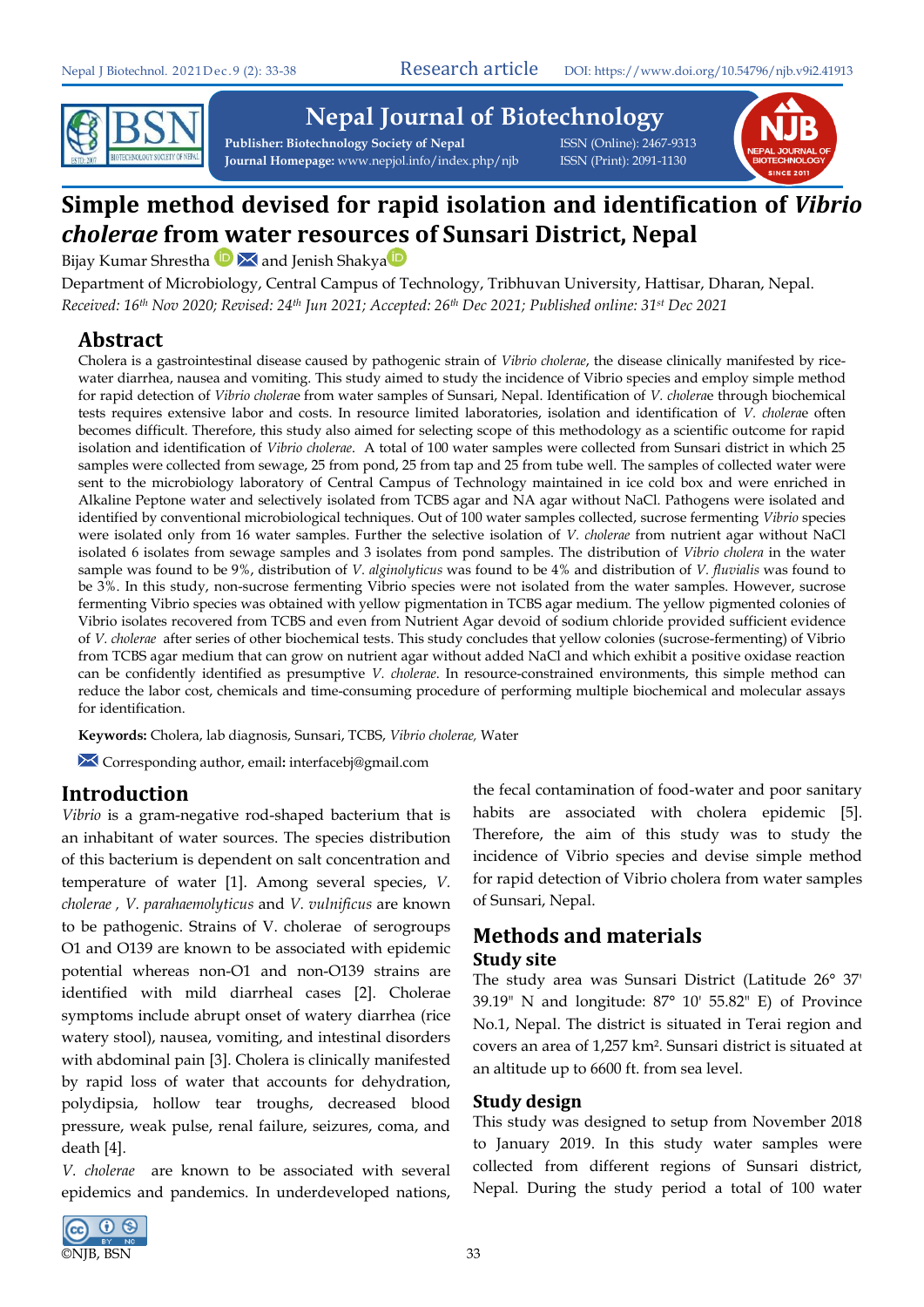# Simple method devised for rapid isolation and identification of *Vibrio cholerae* from water resources of Sunsari District, Nepal

Bijay Kumar Shrestha and Jenish Shakya

Department of Microbiology, Central Campus of Technology, Tribhuvan University, Hattisar, Dharan, Nepal.

*Received: 16th Nov 2020; Revised: 24th Jun 2021; Accepted: 26th Dec 2021; Published online: 31st Dec 2021*

## Abstract

Cholera is a gastrointestinal disease caused by pathogenic strain of *Vibrio cholerae*, the disease clinically manifested by rice-water diarrhea, nausea and vomiting. This study aimed to study the incidence of Vibrio species and employ simple method for rapid detection of *Vibrio cholerae* from water samples of Sunsari, Nepal. Identification of *V. cholerae* through biochemical tests requires extensive labor and costs. In resource limited laboratories, isolation and identification of *V. cholerae* often becomes difficult. Therefore, this study also aimed for selecting scope of this methodology as a scientific outcome for rapid isolation and identification of *Vibrio cholerae*. A total of 100 water samples were collected from Sunsari district in which 25 samples were collected from sewage, 25 from pond, 25 from tap and 25 from tube well. The samples of collected water were sent to the microbiology laboratory of Central Campus of Technology maintained in ice cold box and were enriched in Alkaline Peptone water and selectively isolated from TCBS agar and NA agar without NaCl. Pathogens were isolated and identified by conventional microbiological techniques. Out of 100 water samples collected, sucrose fermenting *Vibrio* species were isolated only from 16 water samples. Further the selective isolation of *V. cholerae* from nutrient agar without NaCl isolated 6 isolates from sewage samples and 3 isolates from pond samples. The distribution of *Vibrio cholera* in the water sample was found to be 9%, distribution of *V. alginolyticus* was found to be 4% and distribution of *V. fluvialis* was found to be 3%. In this study, non-sucrose fermenting Vibrio species were not isolated from the water samples. However, sucrose fermenting Vibrio species was obtained with yellow pigmentation in TCBS agar medium. The yellow pigmented colonies of Vibrio isolates recovered from TCBS and even from Nutrient Agar devoid of sodium chloride provided sufficient evidence of *V. cholerae* after series of other biochemical tests. This study concludes that yellow colonies (sucrose-fermenting) of Vibrio from TCBS agar medium that can grow on nutrient agar without added NaCl and which exhibit a positive oxidase reaction can be confidently identified as presumptive *V. cholerae*. In resource-constrained environments, this simple method can reduce the labor cost, chemicals and time-consuming procedure of performing multiple biochemical and molecular assays for identification.

**Keywords:** Cholera, lab diagnosis, Sunsari, TCBS, *Vibrio cholerae*, Water

Corresponding author, email: interfacebj@gmail.com

## Introduction

*Vibrio* is a gram-negative rod-shaped bacterium that is an inhabitant of water sources. The species distribution of this bacterium is dependent on salt concentration and temperature of water [1]. Among several species, *V. cholerae* , *V. parahaemolyticus* and *V. vulnificus* are known to be pathogenic. Strains of V. cholerae of serogroups O1 and O139 are known to be associated with epidemic potential whereas non-O1 and non-O139 strains are identified with mild diarrheal cases [2]. Cholerae symptoms include abrupt onset of watery diarrhea (rice watery stool), nausea, vomiting, and intestinal disorders with abdominal pain [3]. Cholera is clinically manifested by rapid loss of water that accounts for dehydration, polydipsia, hollow tear troughs, decreased blood pressure, weak pulse, renal failure, seizures, coma, and death [4].

*V. cholerae* are known to be associated with several epidemics and pandemics. In underdeveloped nations, the fecal contamination of food-water and poor sanitary habits are associated with cholera epidemic [5]. Therefore, the aim of this study was to study the incidence of Vibrio species and devise simple method for rapid detection of Vibrio cholera from water samples of Sunsari, Nepal.

## Methods and materials

### Study site

The study area was Sunsari District (Latitude 26° 37' 39.19" N and longitude: 87° 10' 55.82" E) of Province No.1, Nepal. The district is situated in Terai region and covers an area of 1,257 km². Sunsari district is situated at an altitude up to 6600 ft. from sea level.

### Study design

This study was designed to setup from November 2018 to January 2019. In this study water samples were collected from different regions of Sunsari district, Nepal. During the study period a total of 100 water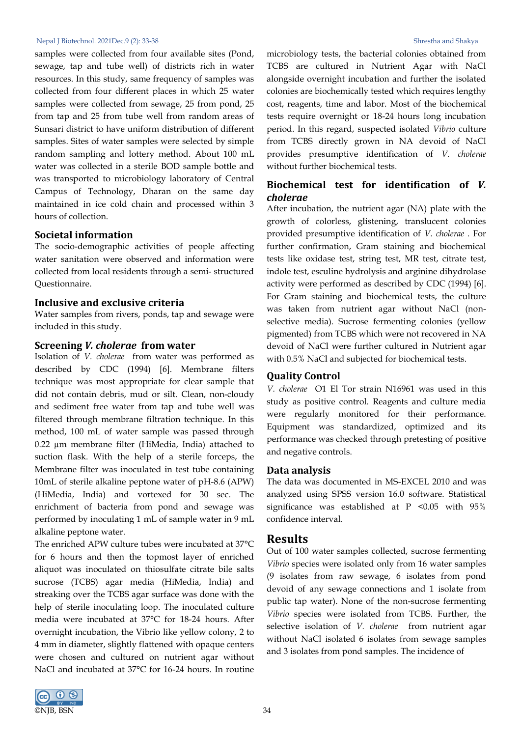samples were collected from four available sites (Pond, sewage, tap and tube well) of districts rich in water resources. In this study, same frequency of samples was collected from four different places in which 25 water samples were collected from sewage, 25 from pond, 25 from tap and 25 from tube well from random areas of Sunsari district to have uniform distribution of different samples. Sites of water samples were selected by simple random sampling and lottery method. About 100 mL water was collected in a sterile BOD sample bottle and was transported to microbiology laboratory of Central Campus of Technology, Dharan on the same day maintained in ice cold chain and processed within 3 hours of collection.

## Societal information

The socio-demographic activities of people affecting water sanitation were observed and information were collected from local residents through a semi- structured Questionnaire.

## Inclusive and exclusive criteria

Water samples from rivers, ponds, tap and sewage were included in this study.

## Screening *V. cholerae* from water

Isolation of *V. cholerae* from water was performed as described by CDC (1994) [6]. Membrane filters technique was most appropriate for clear sample that did not contain debris, mud or silt. Clean, non-cloudy and sediment free water from tap and tube well was filtered through membrane filtration technique. In this method, 100 mL of water sample was passed through 0.22 µm membrane filter (HiMedia, India) attached to suction flask. With the help of a sterile forceps, the Membrane filter was inoculated in test tube containing 10mL of sterile alkaline peptone water of pH-8.6 (APW) (HiMedia, India) and vortexed for 30 sec. The enrichment of bacteria from pond and sewage was performed by inoculating 1 mL of sample water in 9 mL alkaline peptone water.

The enriched APW culture tubes were incubated at 37°C for 6 hours and then the topmost layer of enriched aliquot was inoculated on thiosulfate citrate bile salts sucrose (TCBS) agar media (HiMedia, India) and streaking over the TCBS agar surface was done with the help of sterile inoculating loop. The inoculated culture media were incubated at 37°C for 18-24 hours. After overnight incubation, the Vibrio like yellow colony, 2 to 4 mm in diameter, slightly flattened with opaque centers were chosen and cultured on nutrient agar without NaCl and incubated at 37°C for 16-24 hours. In routine microbiology tests, the bacterial colonies obtained from TCBS are cultured in Nutrient Agar with NaCl alongside overnight incubation and further the isolated colonies are biochemically tested which requires lengthy cost, reagents, time and labor. Most of the biochemical tests require overnight or 18-24 hours long incubation period. In this regard, suspected isolated *Vibrio* culture from TCBS directly grown in NA devoid of NaCl provides presumptive identification of *V. cholerae* without further biochemical tests.

## Biochemical test for identification of *V. cholerae*

After incubation, the nutrient agar (NA) plate with the growth of colorless, glistening, translucent colonies provided presumptive identification of *V. cholerae* . For further confirmation, Gram staining and biochemical tests like oxidase test, string test, MR test, citrate test, indole test, esculine hydrolysis and arginine dihydrolase activity were performed as described by CDC (1994) [6]. For Gram staining and biochemical tests, the culture was taken from nutrient agar without NaCl (non-selective media). Sucrose fermenting colonies (yellow pigmented) from TCBS which were not recovered in NA devoid of NaCl were further cultured in Nutrient agar with 0.5% NaCl and subjected for biochemical tests.

## Quality Control

*V. cholerae* O1 El Tor strain N16961 was used in this study as positive control. Reagents and culture media were regularly monitored for their performance. Equipment was standardized, optimized and its performance was checked through pretesting of positive and negative controls.

## Data analysis

The data was documented in MS-EXCEL 2010 and was analyzed using SPSS version 16.0 software. Statistical significance was established at $P < 0.05$ with 95% confidence interval.

# Results

Out of 100 water samples collected, sucrose fermenting *Vibrio* species were isolated only from 16 water samples (9 isolates from raw sewage, 6 isolates from pond devoid of any sewage connections and 1 isolate from public tap water). None of the non-sucrose fermenting *Vibrio* species were isolated from TCBS. Further, the selective isolation of *V. cholerae* from nutrient agar without NaCl isolated 6 isolates from sewage samples and 3 isolates from pond samples. The incidence of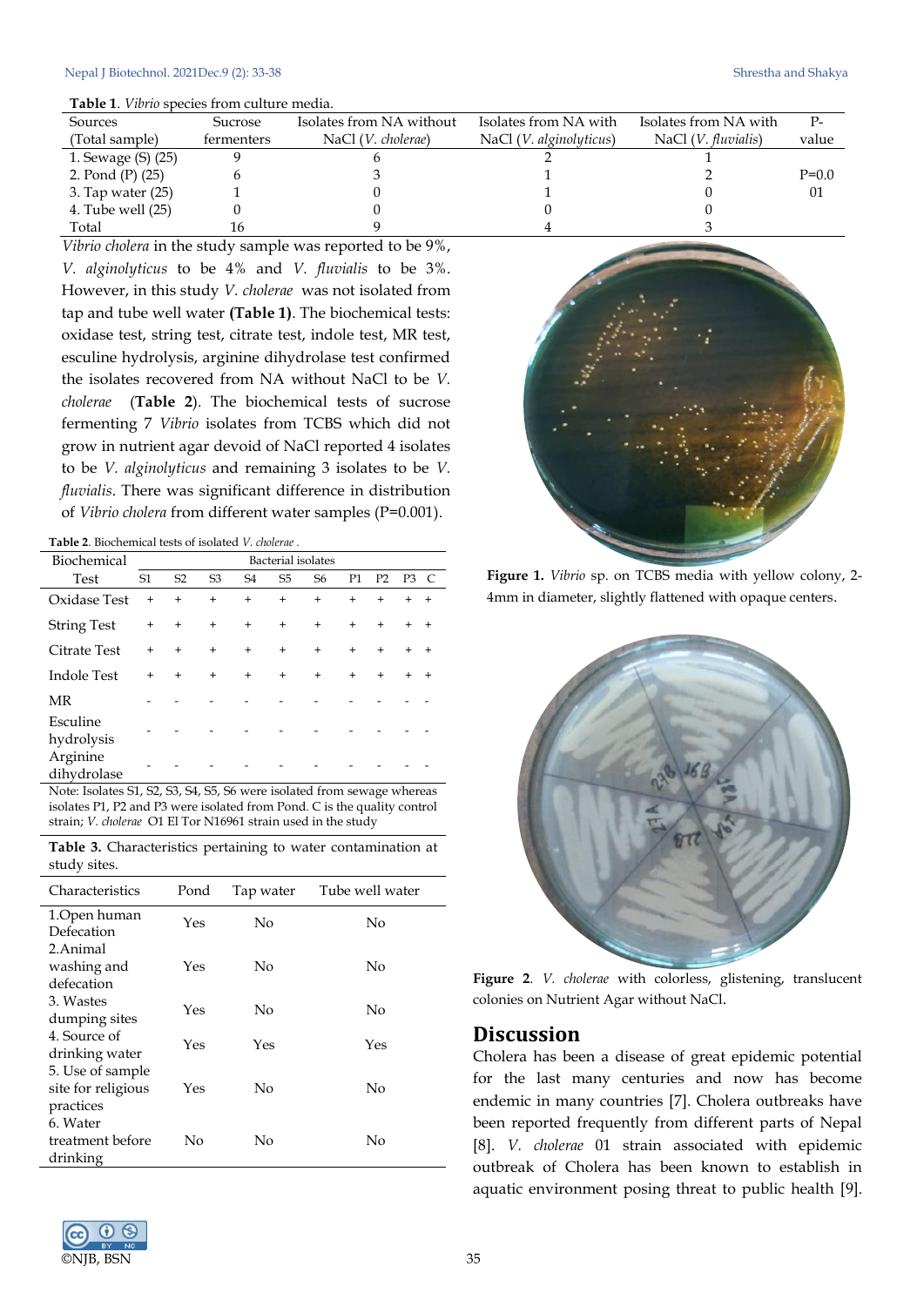**Table 1**. *Vibrio* species from culture media.

| Sources (Total sample) | Sucrose fermenters | Isolates from NA without NaCl (*V. cholerae*) | Isolates from NA with NaCl (*V. alginolyticus*) | Isolates from NA with NaCl (*V. fluvialis*) | P-value |
|---|---|---|---|---|---|
| 1. Sewage (S) (25) | 9 | 6 | 2 | 1 | |
| 2. Pond (P) (25) | 6 | 3 | 1 | 2 | P=0.0 |
| 3. Tap water (25) | 1 | 0 | 1 | 0 | 01 |
| 4. Tube well (25) | 0 | 0 | 0 | 0 | |
| Total | 16 | 9 | 4 | 3 | |

*Vibrio cholera* in the study sample was reported to be 9%, *V. alginolyticus* to be 4% and *V. fluvialis* to be 3%. However, in this study *V. cholerae* was not isolated from tap and tube well water **(Table 1)**. The biochemical tests: oxidase test, string test, citrate test, indole test, MR test, esculine hydrolysis, arginine dihydrolase test confirmed the isolates recovered from NA without NaCl to be *V. cholerae* (**Table 2**). The biochemical tests of sucrose fermenting 7 *Vibrio* isolates from TCBS which did not grow in nutrient agar devoid of NaCl reported 4 isolates to be *V. alginolyticus* and remaining 3 isolates to be *V. fluvialis*. There was significant difference in distribution of *Vibrio cholera* from different water samples (P=0.001).

**Table 2**. Biochemical tests of isolated *V. cholerae* .

| Biochemical Test | S1 | S2 | S3 | S4 | S5 | S6 | P1 | P2 | P3 | C |
|---|---|---|---|---|---|---|---|---|---|---|
| Oxidase Test | + | + | + | + | + | + | + | + | + | + |
| String Test | + | + | + | + | + | + | + | + | + | + |
| Citrate Test | + | + | + | + | + | + | + | + | + | + |
| Indole Test | + | + | + | + | + | + | + | + | + | + |
| MR | - | - | - | - | - | - | - | - | - | - |
| Esculine hydrolysis | - | - | - | - | - | - | - | - | - | - |
| Arginine dihydrolase | - | - | - | - | - | - | - | - | - | - |

Note: Isolates S1, S2, S3, S4, S5, S6 were isolated from sewage whereas isolates P1, P2 and P3 were isolated from Pond. C is the quality control strain; *V. cholerae* O1 El Tor N16961 strain used in the study

**Table 3.** Characteristics pertaining to water contamination at study sites.

| Characteristics | Pond | Tap water | Tube well water |
|---|---|---|---|
| 1.Open human Defecation | Yes | No | No |
| 2.Animal washing and defecation | Yes | No | No |
| 3. Wastes dumping sites | Yes | No | No |
| 4. Source of drinking water | Yes | Yes | Yes |
| 5. Use of sample site for religious practices | Yes | No | No |
| 6. Water treatment before drinking | No | No | No |

**Figure 1.** *Vibrio* sp. on TCBS media with yellow colony, 2-4mm in diameter, slightly flattened with opaque centers.

**Figure 2**. *V. cholerae* with colorless, glistening, translucent colonies on Nutrient Agar without NaCl.

## Discussion

Cholera has been a disease of great epidemic potential for the last many centuries and now has become endemic in many countries [7]. Cholera outbreaks have been reported frequently from different parts of Nepal [8]. *V. cholerae* 01 strain associated with epidemic outbreak of Cholera has been known to establish in aquatic environment posing threat to public health [9].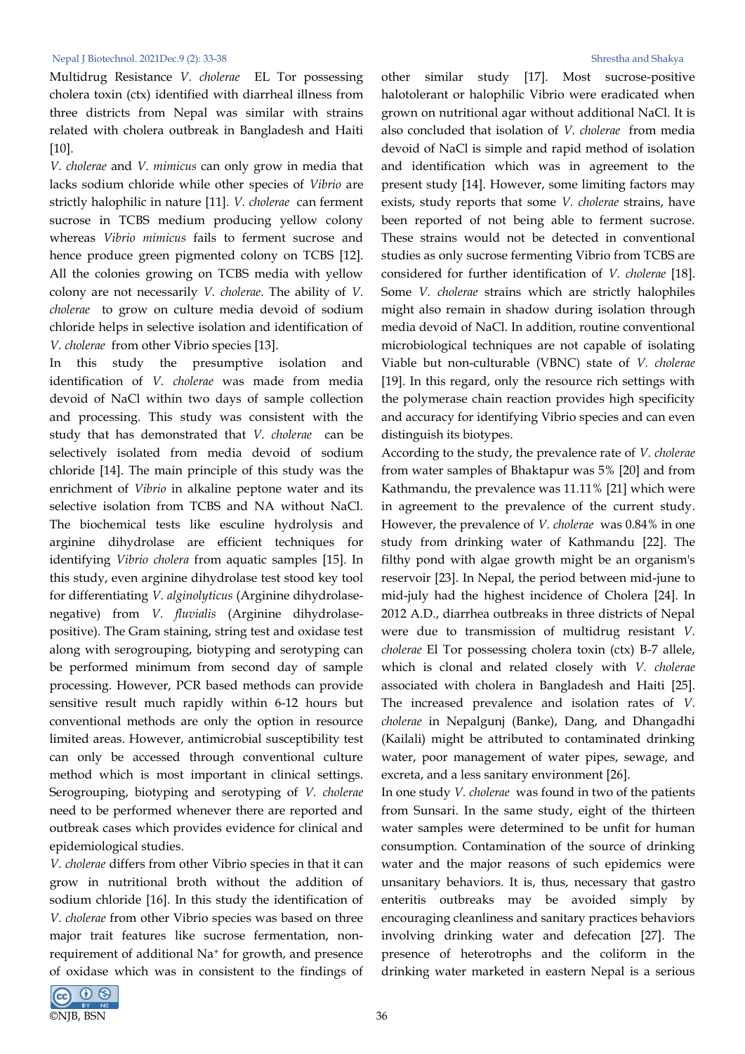Multidrug Resistance *V. cholerae* EL Tor possessing cholera toxin (ctx) identified with diarrheal illness from three districts from Nepal was similar with strains related with cholera outbreak in Bangladesh and Haiti [10].

*V. cholerae* and *V. mimicus* can only grow in media that lacks sodium chloride while other species of *Vibrio* are strictly halophilic in nature [11]. *V. cholerae* can ferment sucrose in TCBS medium producing yellow colony whereas *Vibrio mimicus* fails to ferment sucrose and hence produce green pigmented colony on TCBS [12]. All the colonies growing on TCBS media with yellow colony are not necessarily *V. cholerae*. The ability of *V. cholerae* to grow on culture media devoid of sodium chloride helps in selective isolation and identification of *V. cholerae* from other Vibrio species [13].

In this study the presumptive isolation and identification of *V. cholerae* was made from media devoid of NaCl within two days of sample collection and processing. This study was consistent with the study that has demonstrated that *V. cholerae* can be selectively isolated from media devoid of sodium chloride [14]. The main principle of this study was the enrichment of *Vibrio* in alkaline peptone water and its selective isolation from TCBS and NA without NaCl. The biochemical tests like esculine hydrolysis and arginine dihydrolase are efficient techniques for identifying *Vibrio cholera* from aquatic samples [15]. In this study, even arginine dihydrolase test stood key tool for differentiating *V. alginolyticus* (Arginine dihydrolase-negative) from *V. fluvialis* (Arginine dihydrolase-positive). The Gram staining, string test and oxidase test along with serogrouping, biotyping and serotyping can be performed minimum from second day of sample processing. However, PCR based methods can provide sensitive result much rapidly within 6-12 hours but conventional methods are only the option in resource limited areas. However, antimicrobial susceptibility test can only be accessed through conventional culture method which is most important in clinical settings. Serogrouping, biotyping and serotyping of *V. cholerae* need to be performed whenever there are reported and outbreak cases which provides evidence for clinical and epidemiological studies.

*V. cholerae* differs from other Vibrio species in that it can grow in nutritional broth without the addition of sodium chloride [16]. In this study the identification of *V. cholerae* from other Vibrio species was based on three major trait features like sucrose fermentation, non-requirement of additional $Na^+$ for growth, and presence of oxidase which was in consistent to the findings of other similar study [17]. Most sucrose-positive halotolerant or halophilic Vibrio were eradicated when grown on nutritional agar without additional NaCl. It is also concluded that isolation of *V. cholerae* from media devoid of NaCl is simple and rapid method of isolation and identification which was in agreement to the present study [14]. However, some limiting factors may exists, study reports that some *V. cholerae* strains, have been reported of not being able to ferment sucrose. These strains would not be detected in conventional studies as only sucrose fermenting Vibrio from TCBS are considered for further identification of *V. cholerae* [18]. Some *V. cholerae* strains which are strictly halophiles might also remain in shadow during isolation through media devoid of NaCl. In addition, routine conventional microbiological techniques are not capable of isolating Viable but non-culturable (VBNC) state of *V. cholerae* [19]. In this regard, only the resource rich settings with the polymerase chain reaction provides high specificity and accuracy for identifying Vibrio species and can even distinguish its biotypes.

According to the study, the prevalence rate of *V. cholerae* from water samples of Bhaktapur was 5% [20] and from Kathmandu, the prevalence was 11.11% [21] which were in agreement to the prevalence of the current study. However, the prevalence of *V. cholerae* was 0.84% in one study from drinking water of Kathmandu [22]. The filthy pond with algae growth might be an organism's reservoir [23]. In Nepal, the period between mid-june to mid-july had the highest incidence of Cholera [24]. In 2012 A.D., diarrhea outbreaks in three districts of Nepal were due to transmission of multidrug resistant *V. cholerae* El Tor possessing cholera toxin (ctx) B-7 allele, which is clonal and related closely with *V. cholerae* associated with cholera in Bangladesh and Haiti [25]. The increased prevalence and isolation rates of *V. cholerae* in Nepalgunj (Banke), Dang, and Dhangadhi (Kailali) might be attributed to contaminated drinking water, poor management of water pipes, sewage, and excreta, and a less sanitary environment [26].

In one study *V. cholerae* was found in two of the patients from Sunsari. In the same study, eight of the thirteen water samples were determined to be unfit for human consumption. Contamination of the source of drinking water and the major reasons of such epidemics were unsanitary behaviors. It is, thus, necessary that gastro enteritis outbreaks may be avoided simply by encouraging cleanliness and sanitary practices behaviors involving drinking water and defecation [27]. The presence of heterotrophs and the coliform in the drinking water marketed in eastern Nepal is a serious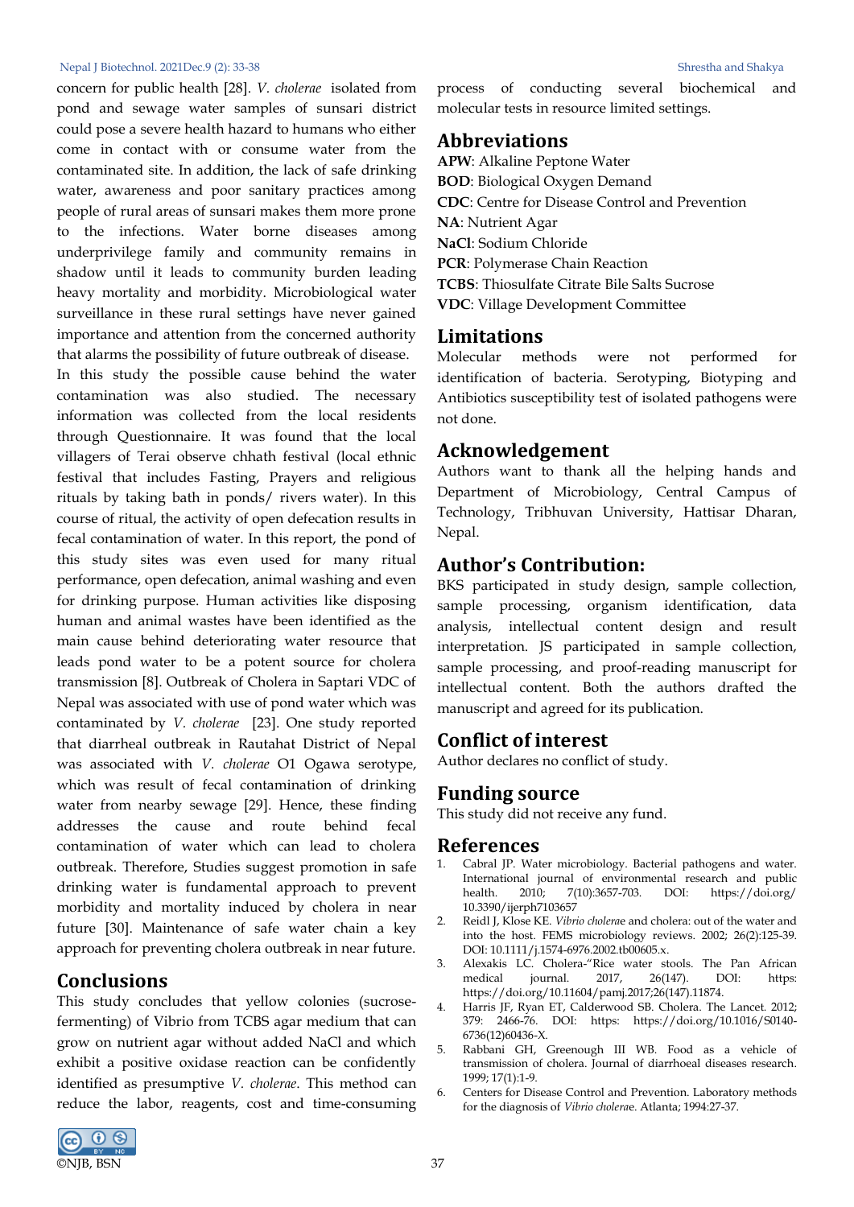concern for public health [28]. *V. cholerae* isolated from pond and sewage water samples of sunsari district could pose a severe health hazard to humans who either come in contact with or consume water from the contaminated site. In addition, the lack of safe drinking water, awareness and poor sanitary practices among people of rural areas of sunsari makes them more prone to the infections. Water borne diseases among underprivilege family and community remains in shadow until it leads to community burden leading heavy mortality and morbidity. Microbiological water surveillance in these rural settings have never gained importance and attention from the concerned authority that alarms the possibility of future outbreak of disease.

In this study the possible cause behind the water contamination was also studied. The necessary information was collected from the local residents through Questionnaire. It was found that the local villagers of Terai observe chhath festival (local ethnic festival that includes Fasting, Prayers and religious rituals by taking bath in ponds/ rivers water). In this course of ritual, the activity of open defecation results in fecal contamination of water. In this report, the pond of this study sites was even used for many ritual performance, open defecation, animal washing and even for drinking purpose. Human activities like disposing human and animal wastes have been identified as the main cause behind deteriorating water resource that leads pond water to be a potent source for cholera transmission [8]. Outbreak of Cholera in Saptari VDC of Nepal was associated with use of pond water which was contaminated by *V. cholerae* [23]. One study reported that diarrheal outbreak in Rautahat District of Nepal was associated with *V. cholerae* O1 Ogawa serotype, which was result of fecal contamination of drinking water from nearby sewage [29]. Hence, these finding addresses the cause and route behind fecal contamination of water which can lead to cholera outbreak. Therefore, Studies suggest promotion in safe drinking water is fundamental approach to prevent morbidity and mortality induced by cholera in near future [30]. Maintenance of safe water chain a key approach for preventing cholera outbreak in near future.

## Conclusions

This study concludes that yellow colonies (sucrose-fermenting) of Vibrio from TCBS agar medium that can grow on nutrient agar without added NaCl and which exhibit a positive oxidase reaction can be confidently identified as presumptive *V. cholerae*. This method can reduce the labor, reagents, cost and time-consuming process of conducting several biochemical and molecular tests in resource limited settings.

## Abbreviations

**APW**: Alkaline Peptone Water
**BOD**: Biological Oxygen Demand
**CDC**: Centre for Disease Control and Prevention
**NA**: Nutrient Agar
**NaCl**: Sodium Chloride
**PCR**: Polymerase Chain Reaction
**TCBS**: Thiosulfate Citrate Bile Salts Sucrose
**VDC**: Village Development Committee

## Limitations

Molecular methods were not performed for identification of bacteria. Serotyping, Biotyping and Antibiotics susceptibility test of isolated pathogens were not done.

## Acknowledgement

Authors want to thank all the helping hands and Department of Microbiology, Central Campus of Technology, Tribhuvan University, Hattisar Dharan, Nepal.

## Author's Contribution:

BKS participated in study design, sample collection, sample processing, organism identification, data analysis, intellectual content design and result interpretation. JS participated in sample collection, sample processing, and proof-reading manuscript for intellectual content. Both the authors drafted the manuscript and agreed for its publication.

## Conflict of interest

Author declares no conflict of study.

## Funding source

This study did not receive any fund.

## References

1. Cabral JP. Water microbiology. Bacterial pathogens and water. International journal of environmental research and public health. 2010; 7(10):3657-703. DOI: https://doi.org/10.3390/ijerph7103657
2. Reidl J, Klose KE. *Vibrio cholerae* and cholera: out of the water and into the host. FEMS microbiology reviews. 2002; 26(2):125-39. DOI: 10.1111/j.1574-6976.2002.tb00605.x.
3. Alexakis LC. Cholera-"Rice water stools. The Pan African medical journal. 2017, 26(147). DOI: https: https://doi.org/10.11604/pamj.2017;26(147).11874.
4. Harris JF, Ryan ET, Calderwood SB. Cholera. The Lancet. 2012; 379: 2466-76. DOI: https: https://doi.org/10.1016/S0140-6736(12)60436-X.
5. Rabbani GH, Greenough III WB. Food as a vehicle of transmission of cholera. Journal of diarrhoeal diseases research. 1999; 17(1):1-9.
6. Centers for Disease Control and Prevention. Laboratory methods for the diagnosis of *Vibrio cholerae*. Atlanta; 1994:27-37.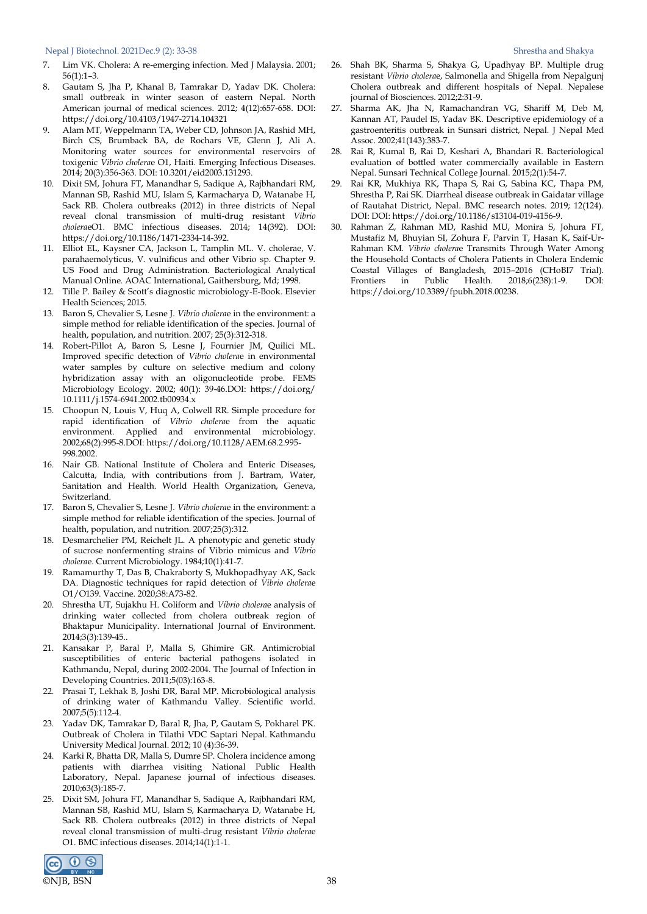7. Lim VK. Cholera: A re-emerging infection. Med J Malaysia. 2001; 56(1):1–3.
8. Gautam S, Jha P, Khanal B, Tamrakar D, Yadav DK. Cholera: small outbreak in winter season of eastern Nepal. North American journal of medical sciences. 2012; 4(12):657-658. DOI: https://doi.org/10.4103/1947-2714.104321
9. Alam MT, Weppelmann TA, Weber CD, Johnson JA, Rashid MH, Birch CS, Brumback BA, de Rochars VE, Glenn J, Ali A. Monitoring water sources for environmental reservoirs of toxigenic *Vibrio cholerae* O1, Haiti. Emerging Infectious Diseases. 2014; 20(3):356-363. DOI: 10.3201/eid2003.131293.
10. Dixit SM, Johura FT, Manandhar S, Sadique A, Rajbhandari RM, Mannan SB, Rashid MU, Islam S, Karmacharya D, Watanabe H, Sack RB. Cholera outbreaks (2012) in three districts of Nepal reveal clonal transmission of multi-drug resistant *Vibrio cholerae*O1. BMC infectious diseases. 2014; 14(392). DOI: https://doi.org/10.1186/1471-2334-14-392.
11. Elliot EL, Kaysner CA, Jackson L, Tamplin ML. V. cholerae, V. parahaemolyticus, V. vulnificus and other Vibrio sp. Chapter 9. US Food and Drug Administration. Bacteriological Analytical Manual Online. AOAC International, Gaithersburg, Md; 1998.
12. Tille P. Bailey & Scott's diagnostic microbiology-E-Book. Elsevier Health Sciences; 2015.
13. Baron S, Chevalier S, Lesne J. *Vibrio cholerae* in the environment: a simple method for reliable identification of the species. Journal of health, population, and nutrition. 2007; 25(3):312-318.
14. Robert-Pillot A, Baron S, Lesne J, Fournier JM, Quilici ML. Improved specific detection of *Vibrio cholerae* in environmental water samples by culture on selective medium and colony hybridization assay with an oligonucleotide probe. FEMS Microbiology Ecology. 2002; 40(1): 39-46.DOI: https://doi.org/ 10.1111/j.1574-6941.2002.tb00934.x
15. Choopun N, Louis V, Huq A, Colwell RR. Simple procedure for rapid identification of *Vibrio cholerae* from the aquatic environment. Applied and environmental microbiology. 2002;68(2):995-8.DOI: https://doi.org/10.1128/AEM.68.2.995-998.2002.
16. Nair GB. National Institute of Cholera and Enteric Diseases, Calcutta, India, with contributions from J. Bartram, Water, Sanitation and Health. World Health Organization, Geneva, Switzerland.
17. Baron S, Chevalier S, Lesne J. *Vibrio cholerae* in the environment: a simple method for reliable identification of the species. Journal of health, population, and nutrition. 2007;25(3):312.
18. Desmarchelier PM, Reichelt JL. A phenotypic and genetic study of sucrose nonfermenting strains of Vibrio mimicus and *Vibrio cholerae*. Current Microbiology. 1984;10(1):41-7.
19. Ramamurthy T, Das B, Chakraborty S, Mukhopadhyay AK, Sack DA. Diagnostic techniques for rapid detection of *Vibrio cholerae* O1/O139. Vaccine. 2020;38:A73-82.
20. Shrestha UT, Sujakhu H. Coliform and *Vibrio cholerae* analysis of drinking water collected from cholera outbreak region of Bhaktapur Municipality. International Journal of Environment. 2014;3(3):139-45..
21. Kansakar P, Baral P, Malla S, Ghimire GR. Antimicrobial susceptibilities of enteric bacterial pathogens isolated in Kathmandu, Nepal, during 2002-2004. The Journal of Infection in Developing Countries. 2011;5(03):163-8.
22. Prasai T, Lekhak B, Joshi DR, Baral MP. Microbiological analysis of drinking water of Kathmandu Valley. Scientific world. 2007;5(5):112-4.
23. Yadav DK, Tamrakar D, Baral R, Jha, P, Gautam S, Pokharel PK. Outbreak of Cholera in Tilathi VDC Saptari Nepal. Kathmandu University Medical Journal. 2012; 10 (4):36-39.
24. Karki R, Bhatta DR, Malla S, Dumre SP. Cholera incidence among patients with diarrhea visiting National Public Health Laboratory, Nepal. Japanese journal of infectious diseases. 2010;63(3):185-7.
25. Dixit SM, Johura FT, Manandhar S, Sadique A, Rajbhandari RM, Mannan SB, Rashid MU, Islam S, Karmacharya D, Watanabe H, Sack RB. Cholera outbreaks (2012) in three districts of Nepal reveal clonal transmission of multi-drug resistant *Vibrio cholerae* O1. BMC infectious diseases. 2014;14(1):1-1.
26. Shah BK, Sharma S, Shakya G, Upadhyay BP. Multiple drug resistant *Vibrio cholerae*, Salmonella and Shigella from Nepalgunj Cholera outbreak and different hospitals of Nepal. Nepalese journal of Biosciences. 2012;2:31-9.
27. Sharma AK, Jha N, Ramachandran VG, Shariff M, Deb M, Kannan AT, Paudel IS, Yadav BK. Descriptive epidemiology of a gastroenteritis outbreak in Sunsari district, Nepal. J Nepal Med Assoc. 2002;41(143):383-7.
28. Rai R, Kumal B, Rai D, Keshari A, Bhandari R. Bacteriological evaluation of bottled water commercially available in Eastern Nepal. Sunsari Technical College Journal. 2015;2(1):54-7.
29. Rai KR, Mukhiya RK, Thapa S, Rai G, Sabina KC, Thapa PM, Shrestha P, Rai SK. Diarrheal disease outbreak in Gaidatar village of Rautahat District, Nepal. BMC research notes. 2019; 12(124). DOI: DOI: https://doi.org/10.1186/s13104-019-4156-9.
30. Rahman Z, Rahman MD, Rashid MU, Monira S, Johura FT, Mustafiz M, Bhuyian SI, Zohura F, Parvin T, Hasan K, Saif-Ur-Rahman KM. *Vibrio cholerae* Transmits Through Water Among the Household Contacts of Cholera Patients in Cholera Endemic Coastal Villages of Bangladesh, 2015–2016 (CHoBI7 Trial). Frontiers in Public Health. 2018;6(238):1-9. DOI: https://doi.org/10.3389/fpubh.2018.00238.

©NJB, BSN